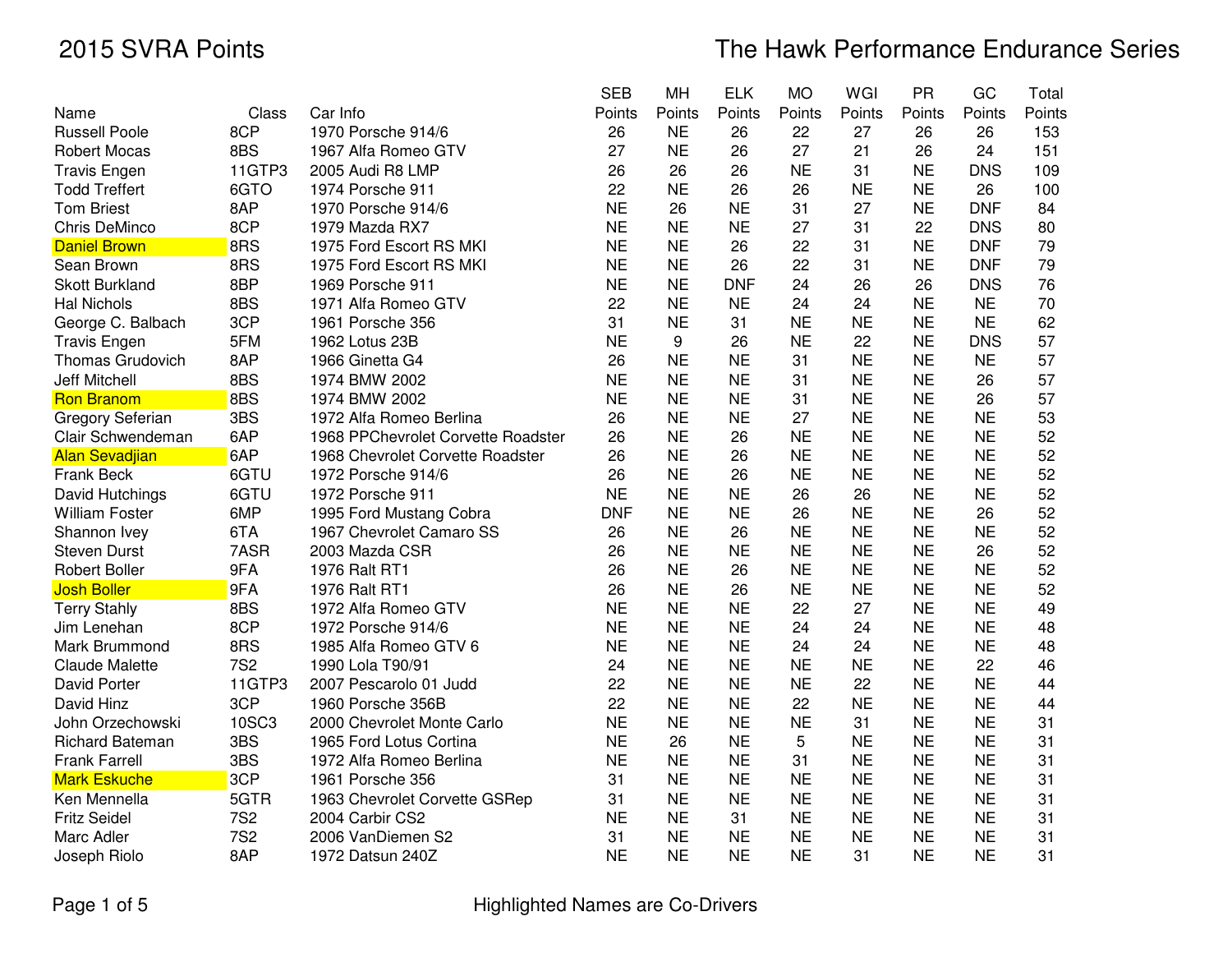# 2015 SVRA Points

## The Hawk Performance Endurance Series

| Name | Class | Car Info | SEB Points | MH Points | ELK Points | MO Points | WGI Points | PR Points | GC Points | Total Points |
|---|---|---|---|---|---|---|---|---|---|---|
| Russell Poole | 8CP | 1970 Porsche 914/6 | 26 | NE | 26 | 22 | 27 | 26 | 26 | 153 |
| Robert Mocas | 8BS | 1967 Alfa Romeo GTV | 27 | NE | 26 | 27 | 21 | 26 | 24 | 151 |
| Travis Engen | 11GTP3 | 2005 Audi R8 LMP | 26 | 26 | 26 | NE | 31 | NE | DNS | 109 |
| Todd Treffert | 6GTO | 1974 Porsche 911 | 22 | NE | 26 | 26 | NE | NE | 26 | 100 |
| Tom Briest | 8AP | 1970 Porsche 914/6 | NE | 26 | NE | 31 | 27 | NE | DNF | 84 |
| Chris DeMinco | 8CP | 1979 Mazda RX7 | NE | NE | NE | 27 | 31 | 22 | DNS | 80 |
| Daniel Brown | 8RS | 1975 Ford Escort RS MKI | NE | NE | 26 | 22 | 31 | NE | DNF | 79 |
| Sean Brown | 8RS | 1975 Ford Escort RS MKI | NE | NE | 26 | 22 | 31 | NE | DNF | 79 |
| Skott Burkland | 8BP | 1969 Porsche 911 | NE | NE | DNF | 24 | 26 | 26 | DNS | 76 |
| Hal Nichols | 8BS | 1971 Alfa Romeo GTV | 22 | NE | NE | 24 | 24 | NE | NE | 70 |
| George C. Balbach | 3CP | 1961 Porsche 356 | 31 | NE | 31 | NE | NE | NE | NE | 62 |
| Travis Engen | 5FM | 1962 Lotus 23B | NE | 9 | 26 | NE | 22 | NE | DNS | 57 |
| Thomas Grudovich | 8AP | 1966 Ginetta G4 | 26 | NE | NE | 31 | NE | NE | NE | 57 |
| Jeff Mitchell | 8BS | 1974 BMW 2002 | NE | NE | NE | 31 | NE | NE | 26 | 57 |
| Ron Branom | 8BS | 1974 BMW 2002 | NE | NE | NE | 31 | NE | NE | 26 | 57 |
| Gregory Seferian | 3BS | 1972 Alfa Romeo Berlina | 26 | NE | NE | 27 | NE | NE | NE | 53 |
| Clair Schwendeman | 6AP | 1968 PPChevrolet Corvette Roadster | 26 | NE | 26 | NE | NE | NE | NE | 52 |
| Alan Sevadjian | 6AP | 1968 Chevrolet Corvette Roadster | 26 | NE | 26 | NE | NE | NE | NE | 52 |
| Frank Beck | 6GTU | 1972 Porsche 914/6 | 26 | NE | 26 | NE | NE | NE | NE | 52 |
| David Hutchings | 6GTU | 1972 Porsche 911 | NE | NE | NE | 26 | 26 | NE | NE | 52 |
| William Foster | 6MP | 1995 Ford Mustang Cobra | DNF | NE | NE | 26 | NE | NE | 26 | 52 |
| Shannon Ivey | 6TA | 1967 Chevrolet Camaro SS | 26 | NE | 26 | NE | NE | NE | NE | 52 |
| Steven Durst | 7ASR | 2003 Mazda CSR | 26 | NE | NE | NE | NE | NE | 26 | 52 |
| Robert Boller | 9FA | 1976 Ralt RT1 | 26 | NE | 26 | NE | NE | NE | NE | 52 |
| Josh Boller | 9FA | 1976 Ralt RT1 | 26 | NE | 26 | NE | NE | NE | NE | 52 |
| Terry Stahly | 8BS | 1972 Alfa Romeo GTV | NE | NE | NE | 22 | 27 | NE | NE | 49 |
| Jim Lenehan | 8CP | 1972 Porsche 914/6 | NE | NE | NE | 24 | 24 | NE | NE | 48 |
| Mark Brummond | 8RS | 1985 Alfa Romeo GTV 6 | NE | NE | NE | 24 | 24 | NE | NE | 48 |
| Claude Malette | 7S2 | 1990 Lola T90/91 | 24 | NE | NE | NE | NE | NE | 22 | 46 |
| David Porter | 11GTP3 | 2007 Pescarolo 01 Judd | 22 | NE | NE | NE | 22 | NE | NE | 44 |
| David Hinz | 3CP | 1960 Porsche 356B | 22 | NE | NE | 22 | NE | NE | NE | 44 |
| John Orzechowski | 10SC3 | 2000 Chevrolet Monte Carlo | NE | NE | NE | NE | 31 | NE | NE | 31 |
| Richard Bateman | 3BS | 1965 Ford Lotus Cortina | NE | 26 | NE | 5 | NE | NE | NE | 31 |
| Frank Farrell | 3BS | 1972 Alfa Romeo Berlina | NE | NE | NE | 31 | NE | NE | NE | 31 |
| Mark Eskuche | 3CP | 1961 Porsche 356 | 31 | NE | NE | NE | NE | NE | NE | 31 |
| Ken Mennella | 5GTR | 1963 Chevrolet Corvette GSRep | 31 | NE | NE | NE | NE | NE | NE | 31 |
| Fritz Seidel | 7S2 | 2004 Carbir CS2 | NE | NE | 31 | NE | NE | NE | NE | 31 |
| Marc Adler | 7S2 | 2006 VanDiemen S2 | 31 | NE | NE | NE | NE | NE | NE | 31 |
| Joseph Riolo | 8AP | 1972 Datsun 240Z | NE | NE | NE | NE | 31 | NE | NE | 31 |

Highlighted Names are Co-Drivers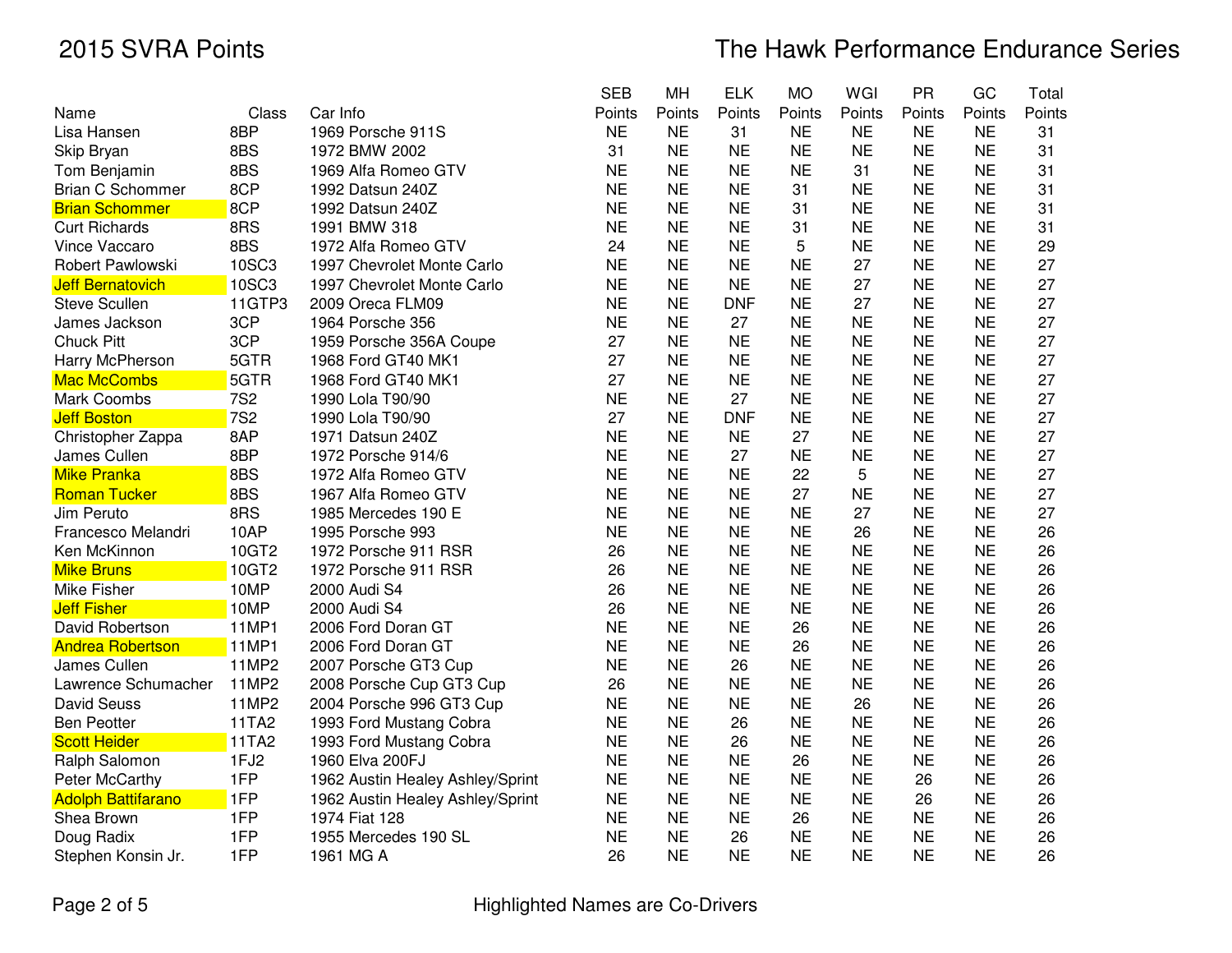# 2015 SVRA Points

## The Hawk Performance Endurance Series

| Name | Class | Car Info | SEB Points | MH Points | ELK Points | MO Points | WGI Points | PR Points | GC Points | Total Points |
|---|---|---|---|---|---|---|---|---|---|---|
| Lisa Hansen | 8BP | 1969 Porsche 911S | NE | NE | 31 | NE | NE | NE | NE | 31 |
| Skip Bryan | 8BS | 1972 BMW 2002 | 31 | NE | NE | NE | NE | NE | NE | 31 |
| Tom Benjamin | 8BS | 1969 Alfa Romeo GTV | NE | NE | NE | NE | 31 | NE | NE | 31 |
| Brian C Schommer | 8CP | 1992 Datsun 240Z | NE | NE | NE | 31 | NE | NE | NE | 31 |
| Brian Schommer | 8CP | 1992 Datsun 240Z | NE | NE | NE | 31 | NE | NE | NE | 31 |
| Curt Richards | 8RS | 1991 BMW 318 | NE | NE | NE | 31 | NE | NE | NE | 31 |
| Vince Vaccaro | 8BS | 1972 Alfa Romeo GTV | 24 | NE | NE | 5 | NE | NE | NE | 29 |
| Robert Pawlowski | 10SC3 | 1997 Chevrolet Monte Carlo | NE | NE | NE | NE | 27 | NE | NE | 27 |
| Jeff Bernatovich | 10SC3 | 1997 Chevrolet Monte Carlo | NE | NE | NE | NE | 27 | NE | NE | 27 |
| Steve Scullen | 11GTP3 | 2009 Oreca FLM09 | NE | NE | DNF | NE | 27 | NE | NE | 27 |
| James Jackson | 3CP | 1964 Porsche 356 | NE | NE | 27 | NE | NE | NE | NE | 27 |
| Chuck Pitt | 3CP | 1959 Porsche 356A Coupe | 27 | NE | NE | NE | NE | NE | NE | 27 |
| Harry McPherson | 5GTR | 1968 Ford GT40 MK1 | 27 | NE | NE | NE | NE | NE | NE | 27 |
| Mac McCombs | 5GTR | 1968 Ford GT40 MK1 | 27 | NE | NE | NE | NE | NE | NE | 27 |
| Mark Coombs | 7S2 | 1990 Lola T90/90 | NE | NE | 27 | NE | NE | NE | NE | 27 |
| Jeff Boston | 7S2 | 1990 Lola T90/90 | 27 | NE | DNF | NE | NE | NE | NE | 27 |
| Christopher Zappa | 8AP | 1971 Datsun 240Z | NE | NE | NE | 27 | NE | NE | NE | 27 |
| James Cullen | 8BP | 1972 Porsche 914/6 | NE | NE | 27 | NE | NE | NE | NE | 27 |
| Mike Pranka | 8BS | 1972 Alfa Romeo GTV | NE | NE | NE | 22 | 5 | NE | NE | 27 |
| Roman Tucker | 8BS | 1967 Alfa Romeo GTV | NE | NE | NE | 27 | NE | NE | NE | 27 |
| Jim Peruto | 8RS | 1985 Mercedes 190 E | NE | NE | NE | NE | 27 | NE | NE | 27 |
| Francesco Melandri | 10AP | 1995 Porsche 993 | NE | NE | NE | NE | 26 | NE | NE | 26 |
| Ken McKinnon | 10GT2 | 1972 Porsche 911 RSR | 26 | NE | NE | NE | NE | NE | NE | 26 |
| Mike Bruns | 10GT2 | 1972 Porsche 911 RSR | 26 | NE | NE | NE | NE | NE | NE | 26 |
| Mike Fisher | 10MP | 2000 Audi S4 | 26 | NE | NE | NE | NE | NE | NE | 26 |
| Jeff Fisher | 10MP | 2000 Audi S4 | 26 | NE | NE | NE | NE | NE | NE | 26 |
| David Robertson | 11MP1 | 2006 Ford Doran GT | NE | NE | NE | 26 | NE | NE | NE | 26 |
| Andrea Robertson | 11MP1 | 2006 Ford Doran GT | NE | NE | NE | 26 | NE | NE | NE | 26 |
| James Cullen | 11MP2 | 2007 Porsche GT3 Cup | NE | NE | 26 | NE | NE | NE | NE | 26 |
| Lawrence Schumacher | 11MP2 | 2008 Porsche Cup GT3 Cup | 26 | NE | NE | NE | NE | NE | NE | 26 |
| David Seuss | 11MP2 | 2004 Porsche 996 GT3 Cup | NE | NE | NE | NE | 26 | NE | NE | 26 |
| Ben Peotter | 11TA2 | 1993 Ford Mustang Cobra | NE | NE | 26 | NE | NE | NE | NE | 26 |
| Scott Heider | 11TA2 | 1993 Ford Mustang Cobra | NE | NE | 26 | NE | NE | NE | NE | 26 |
| Ralph Salomon | 1FJ2 | 1960 Elva 200FJ | NE | NE | NE | 26 | NE | NE | NE | 26 |
| Peter McCarthy | 1FP | 1962 Austin Healey Ashley/Sprint | NE | NE | NE | NE | NE | 26 | NE | 26 |
| Adolph Battifarano | 1FP | 1962 Austin Healey Ashley/Sprint | NE | NE | NE | NE | NE | 26 | NE | 26 |
| Shea Brown | 1FP | 1974 Fiat 128 | NE | NE | NE | 26 | NE | NE | NE | 26 |
| Doug Radix | 1FP | 1955 Mercedes 190 SL | NE | NE | 26 | NE | NE | NE | NE | 26 |
| Stephen Konsin Jr. | 1FP | 1961 MG A | 26 | NE | NE | NE | NE | NE | NE | 26 |

Highlighted Names are Co-Drivers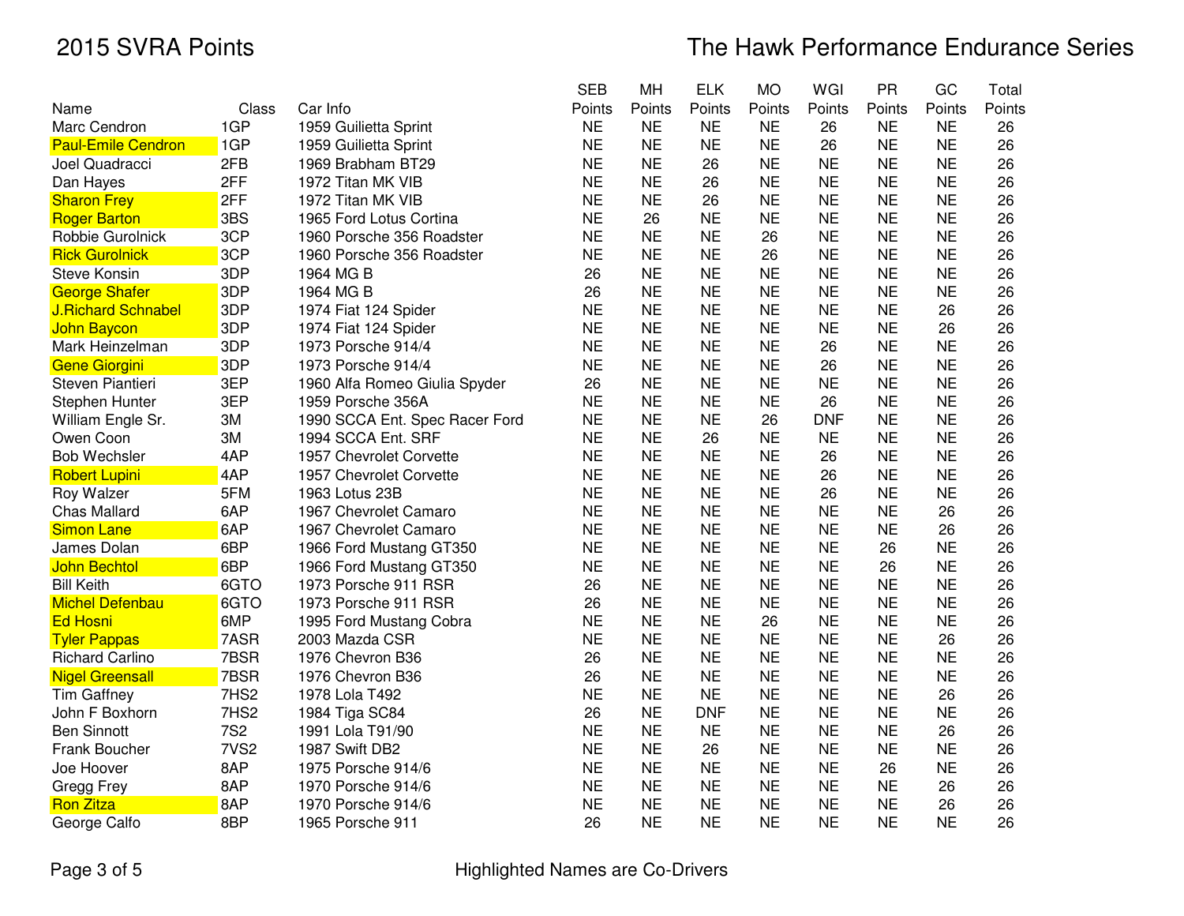# 2015 SVRA Points

## The Hawk Performance Endurance Series

| Name | Class | Car Info | SEB Points | MH Points | ELK Points | MO Points | WGI Points | PR Points | GC Points | Total Points |
|---|---|---|---|---|---|---|---|---|---|---|
| Marc Cendron | 1GP | 1959 Guilietta Sprint | NE | NE | NE | NE | 26 | NE | NE | 26 |
| Paul-Emile Cendron | 1GP | 1959 Guilietta Sprint | NE | NE | NE | NE | 26 | NE | NE | 26 |
| Joel Quadracci | 2FB | 1969 Brabham BT29 | NE | NE | 26 | NE | NE | NE | NE | 26 |
| Dan Hayes | 2FF | 1972 Titan MK VIB | NE | NE | 26 | NE | NE | NE | NE | 26 |
| Sharon Frey | 2FF | 1972 Titan MK VIB | NE | NE | 26 | NE | NE | NE | NE | 26 |
| Roger Barton | 3BS | 1965 Ford Lotus Cortina | NE | 26 | NE | NE | NE | NE | NE | 26 |
| Robbie Gurolnick | 3CP | 1960 Porsche 356 Roadster | NE | NE | NE | 26 | NE | NE | NE | 26 |
| Rick Gurolnick | 3CP | 1960 Porsche 356 Roadster | NE | NE | NE | 26 | NE | NE | NE | 26 |
| Steve Konsin | 3DP | 1964 MG B | 26 | NE | NE | NE | NE | NE | NE | 26 |
| George Shafer | 3DP | 1964 MG B | 26 | NE | NE | NE | NE | NE | NE | 26 |
| J.Richard Schnabel | 3DP | 1974 Fiat 124 Spider | NE | NE | NE | NE | NE | NE | 26 | 26 |
| John Baycon | 3DP | 1974 Fiat 124 Spider | NE | NE | NE | NE | NE | NE | 26 | 26 |
| Mark Heinzelman | 3DP | 1973 Porsche 914/4 | NE | NE | NE | NE | 26 | NE | NE | 26 |
| Gene Giorgini | 3DP | 1973 Porsche 914/4 | NE | NE | NE | NE | 26 | NE | NE | 26 |
| Steven Piantieri | 3EP | 1960 Alfa Romeo Giulia Spyder | 26 | NE | NE | NE | NE | NE | NE | 26 |
| Stephen Hunter | 3EP | 1959 Porsche 356A | NE | NE | NE | NE | 26 | NE | NE | 26 |
| William Engle Sr. | 3M | 1990 SCCA Ent. Spec Racer Ford | NE | NE | NE | 26 | DNF | NE | NE | 26 |
| Owen Coon | 3M | 1994 SCCA Ent. SRF | NE | NE | 26 | NE | NE | NE | NE | 26 |
| Bob Wechsler | 4AP | 1957 Chevrolet Corvette | NE | NE | NE | NE | 26 | NE | NE | 26 |
| Robert Lupini | 4AP | 1957 Chevrolet Corvette | NE | NE | NE | NE | 26 | NE | NE | 26 |
| Roy Walzer | 5FM | 1963 Lotus 23B | NE | NE | NE | NE | 26 | NE | NE | 26 |
| Chas Mallard | 6AP | 1967 Chevrolet Camaro | NE | NE | NE | NE | NE | NE | 26 | 26 |
| Simon Lane | 6AP | 1967 Chevrolet Camaro | NE | NE | NE | NE | NE | NE | 26 | 26 |
| James Dolan | 6BP | 1966 Ford Mustang GT350 | NE | NE | NE | NE | NE | 26 | NE | 26 |
| John Bechtol | 6BP | 1966 Ford Mustang GT350 | NE | NE | NE | NE | NE | 26 | NE | 26 |
| Bill Keith | 6GTO | 1973 Porsche 911 RSR | 26 | NE | NE | NE | NE | NE | NE | 26 |
| Michel Defenbau | 6GTO | 1973 Porsche 911 RSR | 26 | NE | NE | NE | NE | NE | NE | 26 |
| Ed Hosni | 6MP | 1995 Ford Mustang Cobra | NE | NE | NE | 26 | NE | NE | NE | 26 |
| Tyler Pappas | 7ASR | 2003 Mazda CSR | NE | NE | NE | NE | NE | NE | 26 | 26 |
| Richard Carlino | 7BSR | 1976 Chevron B36 | 26 | NE | NE | NE | NE | NE | NE | 26 |
| Nigel Greensall | 7BSR | 1976 Chevron B36 | 26 | NE | NE | NE | NE | NE | NE | 26 |
| Tim Gaffney | 7HS2 | 1978 Lola T492 | NE | NE | NE | NE | NE | NE | 26 | 26 |
| John F Boxhorn | 7HS2 | 1984 Tiga SC84 | 26 | NE | DNF | NE | NE | NE | NE | 26 |
| Ben Sinnott | 7S2 | 1991 Lola T91/90 | NE | NE | NE | NE | NE | NE | 26 | 26 |
| Frank Boucher | 7VS2 | 1987 Swift DB2 | NE | NE | 26 | NE | NE | NE | NE | 26 |
| Joe Hoover | 8AP | 1975 Porsche 914/6 | NE | NE | NE | NE | NE | 26 | NE | 26 |
| Gregg Frey | 8AP | 1970 Porsche 914/6 | NE | NE | NE | NE | NE | NE | 26 | 26 |
| Ron Zitza | 8AP | 1970 Porsche 914/6 | NE | NE | NE | NE | NE | NE | 26 | 26 |
| George Calfo | 8BP | 1965 Porsche 911 | 26 | NE | NE | NE | NE | NE | NE | 26 |

Highlighted Names are Co-Drivers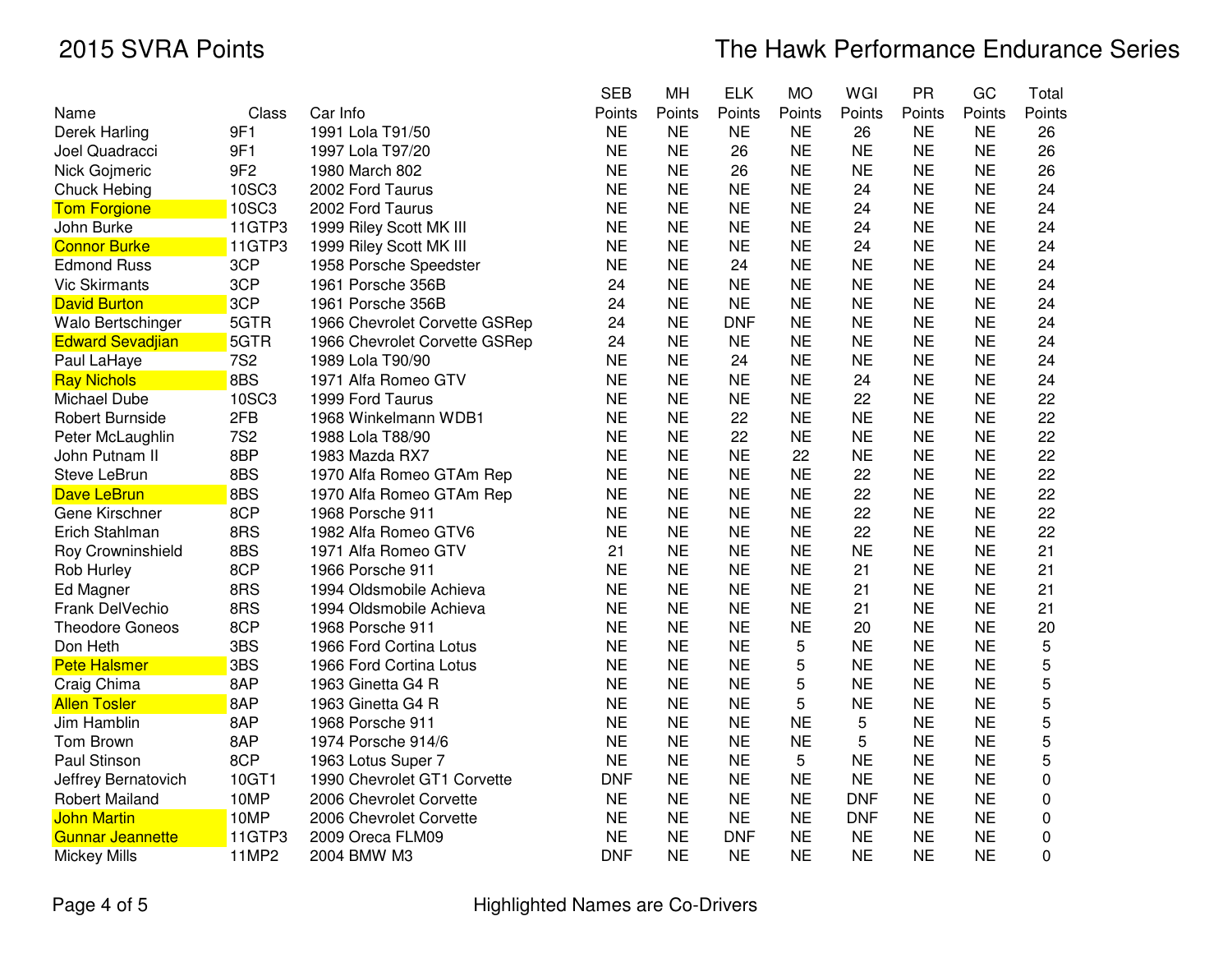# 2015 SVRA Points

## The Hawk Performance Endurance Series

| Name | Class | Car Info | SEB Points | MH Points | ELK Points | MO Points | WGI Points | PR Points | GC Points | Total Points |
|---|---|---|---|---|---|---|---|---|---|---|
| Derek Harling | 9F1 | 1991 Lola T91/50 | NE | NE | NE | NE | 26 | NE | NE | 26 |
| Joel Quadracci | 9F1 | 1997 Lola T97/20 | NE | NE | 26 | NE | NE | NE | NE | 26 |
| Nick Gojmeric | 9F2 | 1980 March 802 | NE | NE | 26 | NE | NE | NE | NE | 26 |
| Chuck Hebing | 10SC3 | 2002 Ford Taurus | NE | NE | NE | NE | 24 | NE | NE | 24 |
| Tom Forgione | 10SC3 | 2002 Ford Taurus | NE | NE | NE | NE | 24 | NE | NE | 24 |
| John Burke | 11GTP3 | 1999 Riley Scott MK III | NE | NE | NE | NE | 24 | NE | NE | 24 |
| Connor Burke | 11GTP3 | 1999 Riley Scott MK III | NE | NE | NE | NE | 24 | NE | NE | 24 |
| Edmond Russ | 3CP | 1958 Porsche Speedster | NE | NE | 24 | NE | NE | NE | NE | 24 |
| Vic Skirmants | 3CP | 1961 Porsche 356B | 24 | NE | NE | NE | NE | NE | NE | 24 |
| David Burton | 3CP | 1961 Porsche 356B | 24 | NE | NE | NE | NE | NE | NE | 24 |
| Walo Bertschinger | 5GTR | 1966 Chevrolet Corvette GSRep | 24 | NE | DNF | NE | NE | NE | NE | 24 |
| Edward Sevadjian | 5GTR | 1966 Chevrolet Corvette GSRep | 24 | NE | NE | NE | NE | NE | NE | 24 |
| Paul LaHaye | 7S2 | 1989 Lola T90/90 | NE | NE | 24 | NE | NE | NE | NE | 24 |
| Ray Nichols | 8BS | 1971 Alfa Romeo GTV | NE | NE | NE | NE | 24 | NE | NE | 24 |
| Michael Dube | 10SC3 | 1999 Ford Taurus | NE | NE | NE | NE | 22 | NE | NE | 22 |
| Robert Burnside | 2FB | 1968 Winkelmann WDB1 | NE | NE | 22 | NE | NE | NE | NE | 22 |
| Peter McLaughlin | 7S2 | 1988 Lola T88/90 | NE | NE | 22 | NE | NE | NE | NE | 22 |
| John Putnam II | 8BP | 1983 Mazda RX7 | NE | NE | NE | 22 | NE | NE | NE | 22 |
| Steve LeBrun | 8BS | 1970 Alfa Romeo GTAm Rep | NE | NE | NE | NE | 22 | NE | NE | 22 |
| Dave LeBrun | 8BS | 1970 Alfa Romeo GTAm Rep | NE | NE | NE | NE | 22 | NE | NE | 22 |
| Gene Kirschner | 8CP | 1968 Porsche 911 | NE | NE | NE | NE | 22 | NE | NE | 22 |
| Erich Stahlman | 8RS | 1982 Alfa Romeo GTV6 | NE | NE | NE | NE | 22 | NE | NE | 22 |
| Roy Crowninshield | 8BS | 1971 Alfa Romeo GTV | 21 | NE | NE | NE | NE | NE | NE | 21 |
| Rob Hurley | 8CP | 1966 Porsche 911 | NE | NE | NE | NE | 21 | NE | NE | 21 |
| Ed Magner | 8RS | 1994 Oldsmobile Achieva | NE | NE | NE | NE | 21 | NE | NE | 21 |
| Frank DelVechio | 8RS | 1994 Oldsmobile Achieva | NE | NE | NE | NE | 21 | NE | NE | 21 |
| Theodore Goneos | 8CP | 1968 Porsche 911 | NE | NE | NE | NE | 20 | NE | NE | 20 |
| Don Heth | 3BS | 1966 Ford Cortina Lotus | NE | NE | NE | 5 | NE | NE | NE | 5 |
| Pete Halsmer | 3BS | 1966 Ford Cortina Lotus | NE | NE | NE | 5 | NE | NE | NE | 5 |
| Craig Chima | 8AP | 1963 Ginetta G4 R | NE | NE | NE | 5 | NE | NE | NE | 5 |
| Allen Tosler | 8AP | 1963 Ginetta G4 R | NE | NE | NE | 5 | NE | NE | NE | 5 |
| Jim Hamblin | 8AP | 1968 Porsche 911 | NE | NE | NE | NE | 5 | NE | NE | 5 |
| Tom Brown | 8AP | 1974 Porsche 914/6 | NE | NE | NE | NE | 5 | NE | NE | 5 |
| Paul Stinson | 8CP | 1963 Lotus Super 7 | NE | NE | NE | 5 | NE | NE | NE | 5 |
| Jeffrey Bernatovich | 10GT1 | 1990 Chevrolet GT1 Corvette | DNF | NE | NE | NE | NE | NE | NE | 0 |
| Robert Mailand | 10MP | 2006 Chevrolet Corvette | NE | NE | NE | NE | DNF | NE | NE | 0 |
| John Martin | 10MP | 2006 Chevrolet Corvette | NE | NE | NE | NE | DNF | NE | NE | 0 |
| Gunnar Jeannette | 11GTP3 | 2009 Oreca FLM09 | NE | NE | DNF | NE | NE | NE | NE | 0 |
| Mickey Mills | 11MP2 | 2004 BMW M3 | DNF | NE | NE | NE | NE | NE | NE | 0 |

Highlighted Names are Co-Drivers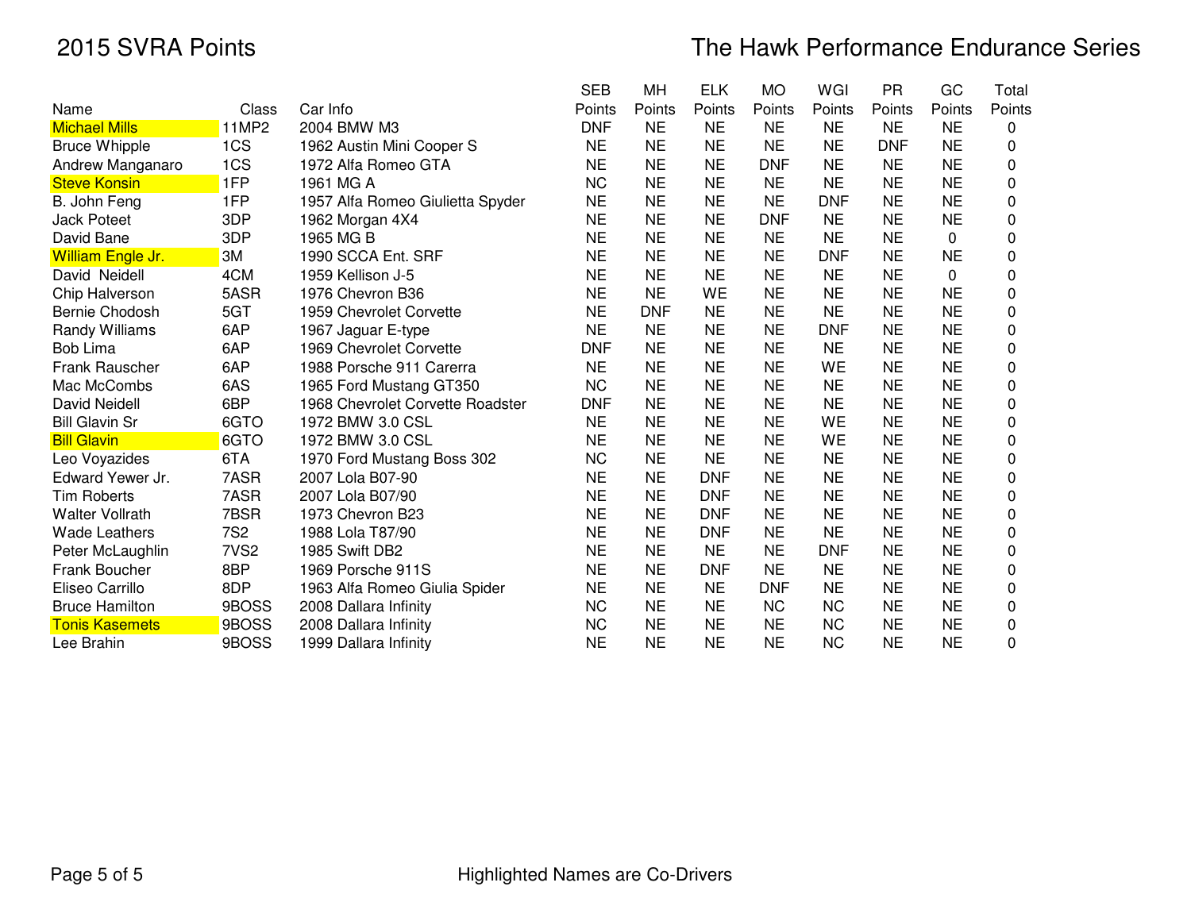# 2015 SVRA Points

# The Hawk Performance Endurance Series

| Name | Class | Car Info | SEB Points | MH Points | ELK Points | MO Points | WGI Points | PR Points | GC Points | Total Points |
|---|---|---|---|---|---|---|---|---|---|---|
| Michael Mills | 11MP2 | 2004 BMW M3 | DNF | NE | NE | NE | NE | NE | NE | 0 |
| Bruce Whipple | 1CS | 1962 Austin Mini Cooper S | NE | NE | NE | NE | NE | DNF | NE | 0 |
| Andrew Manganaro | 1CS | 1972 Alfa Romeo GTA | NE | NE | NE | DNF | NE | NE | NE | 0 |
| Steve Konsin | 1FP | 1961 MG A | NC | NE | NE | NE | NE | NE | NE | 0 |
| B. John Feng | 1FP | 1957 Alfa Romeo Giulietta Spyder | NE | NE | NE | NE | DNF | NE | NE | 0 |
| Jack Poteet | 3DP | 1962 Morgan 4X4 | NE | NE | NE | DNF | NE | NE | NE | 0 |
| David Bane | 3DP | 1965 MG B | NE | NE | NE | NE | NE | NE | 0 | 0 |
| William Engle Jr. | 3M | 1990 SCCA Ent. SRF | NE | NE | NE | NE | DNF | NE | NE | 0 |
| David Neidell | 4CM | 1959 Kellison J-5 | NE | NE | NE | NE | NE | NE | 0 | 0 |
| Chip Halverson | 5ASR | 1976 Chevron B36 | NE | NE | WE | NE | NE | NE | NE | 0 |
| Bernie Chodosh | 5GT | 1959 Chevrolet Corvette | NE | DNF | NE | NE | NE | NE | NE | 0 |
| Randy Williams | 6AP | 1967 Jaguar E-type | NE | NE | NE | NE | DNF | NE | NE | 0 |
| Bob Lima | 6AP | 1969 Chevrolet Corvette | DNF | NE | NE | NE | NE | NE | NE | 0 |
| Frank Rauscher | 6AP | 1988 Porsche 911 Carerra | NE | NE | NE | NE | WE | NE | NE | 0 |
| Mac McCombs | 6AS | 1965 Ford Mustang GT350 | NC | NE | NE | NE | NE | NE | NE | 0 |
| David Neidell | 6BP | 1968 Chevrolet Corvette Roadster | DNF | NE | NE | NE | NE | NE | NE | 0 |
| Bill Glavin Sr | 6GTO | 1972 BMW 3.0 CSL | NE | NE | NE | NE | WE | NE | NE | 0 |
| Bill Glavin | 6GTO | 1972 BMW 3.0 CSL | NE | NE | NE | NE | WE | NE | NE | 0 |
| Leo Voyazides | 6TA | 1970 Ford Mustang Boss 302 | NC | NE | NE | NE | NE | NE | NE | 0 |
| Edward Yewer Jr. | 7ASR | 2007 Lola B07-90 | NE | NE | DNF | NE | NE | NE | NE | 0 |
| Tim Roberts | 7ASR | 2007 Lola B07/90 | NE | NE | DNF | NE | NE | NE | NE | 0 |
| Walter Vollrath | 7BSR | 1973 Chevron B23 | NE | NE | DNF | NE | NE | NE | NE | 0 |
| Wade Leathers | 7S2 | 1988 Lola T87/90 | NE | NE | DNF | NE | NE | NE | NE | 0 |
| Peter McLaughlin | 7VS2 | 1985 Swift DB2 | NE | NE | NE | NE | DNF | NE | NE | 0 |
| Frank Boucher | 8BP | 1969 Porsche 911S | NE | NE | DNF | NE | NE | NE | NE | 0 |
| Eliseo Carrillo | 8DP | 1963 Alfa Romeo Giulia Spider | NE | NE | NE | DNF | NE | NE | NE | 0 |
| Bruce Hamilton | 9BOSS | 2008 Dallara Infinity | NC | NE | NE | NC | NC | NE | NE | 0 |
| Tonis Kasemets | 9BOSS | 2008 Dallara Infinity | NC | NE | NE | NE | NC | NE | NE | 0 |
| Lee Brahin | 9BOSS | 1999 Dallara Infinity | NE | NE | NE | NE | NC | NE | NE | 0 |

Highlighted Names are Co-Drivers